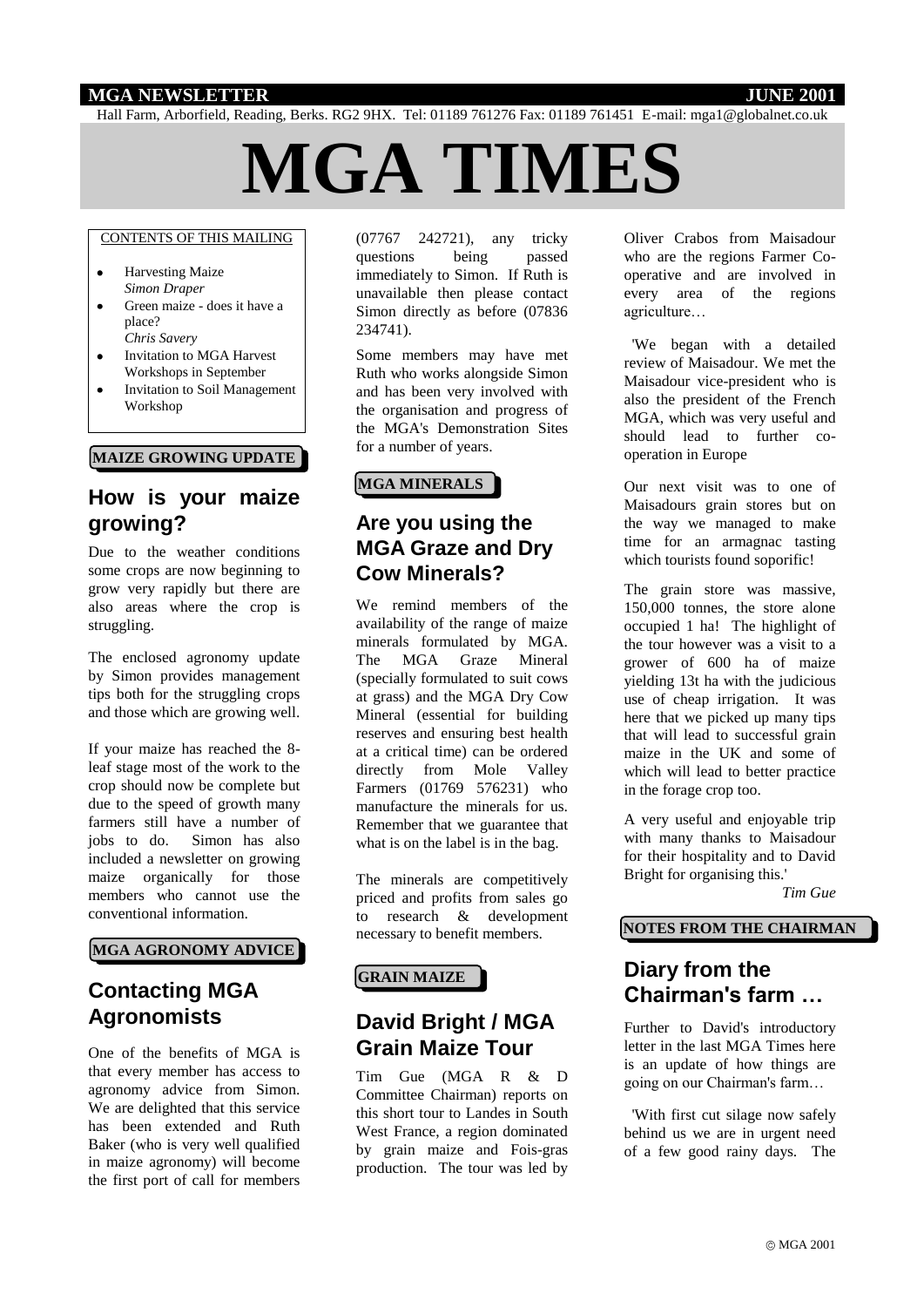MGA NEWSLETTER JUNE 2001

Hall Farm, Arborfield, Reading, Berks. RG2 9HX. Tel: 01189 761276 Fax: 01189 761451 E-mail: mga1@globalnet.co.uk

# MGA TIMES

CONTENTS OF THIS MAILING

- Harvesting Maize
  *Simon Draper*
- Green maize - does it have a place?
  *Chris Savery*
- Invitation to MGA Harvest Workshops in September
- Invitation to Soil Management Workshop

**MAIZE GROWING UPDATE**

## How is your maize growing?

Due to the weather conditions some crops are now beginning to grow very rapidly but there are also areas where the crop is struggling.

The enclosed agronomy update by Simon provides management tips both for the struggling crops and those which are growing well.

If your maize has reached the 8-leaf stage most of the work to the crop should now be complete but due to the speed of growth many farmers still have a number of jobs to do. Simon has also included a newsletter on growing maize organically for those members who cannot use the conventional information.

**MGA AGRONOMY ADVICE**

## Contacting MGA Agronomists

One of the benefits of MGA is that every member has access to agronomy advice from Simon. We are delighted that this service has been extended and Ruth Baker (who is very well qualified in maize agronomy) will become the first port of call for members (07767 242721), any tricky questions being passed immediately to Simon. If Ruth is unavailable then please contact Simon directly as before (07836 234741).

Some members may have met Ruth who works alongside Simon and has been very involved with the organisation and progress of the MGA's Demonstration Sites for a number of years.

**MGA MINERALS**

## Are you using the MGA Graze and Dry Cow Minerals?

We remind members of the availability of the range of maize minerals formulated by MGA. The MGA Graze Mineral (specially formulated to suit cows at grass) and the MGA Dry Cow Mineral (essential for building reserves and ensuring best health at a critical time) can be ordered directly from Mole Valley Farmers (01769 576231) who manufacture the minerals for us. Remember that we guarantee that what is on the label is in the bag.

The minerals are competitively priced and profits from sales go to research & development necessary to benefit members.

**GRAIN MAIZE**

## David Bright / MGA Grain Maize Tour

Tim Gue (MGA R & D Committee Chairman) reports on this short tour to Landes in South West France, a region dominated by grain maize and Fois-gras production. The tour was led by Oliver Crabos from Maisadour who are the regions Farmer Co-operative and are involved in every area of the regions agriculture…

'We began with a detailed review of Maisadour. We met the Maisadour vice-president who is also the president of the French MGA, which was very useful and should lead to further co-operation in Europe

Our next visit was to one of Maisadours grain stores but on the way we managed to make time for an armagnac tasting which tourists found soporific!

The grain store was massive, 150,000 tonnes, the store alone occupied 1 ha! The highlight of the tour however was a visit to a grower of 600 ha of maize yielding 13t ha with the judicious use of cheap irrigation. It was here that we picked up many tips that will lead to successful grain maize in the UK and some of which will lead to better practice in the forage crop too.

A very useful and enjoyable trip with many thanks to Maisadour for their hospitality and to David Bright for organising this.'

*Tim Gue*

**NOTES FROM THE CHAIRMAN**

## Diary from the Chairman's farm …

Further to David's introductory letter in the last MGA Times here is an update of how things are going on our Chairman's farm…

'With first cut silage now safely behind us we are in urgent need of a few good rainy days. The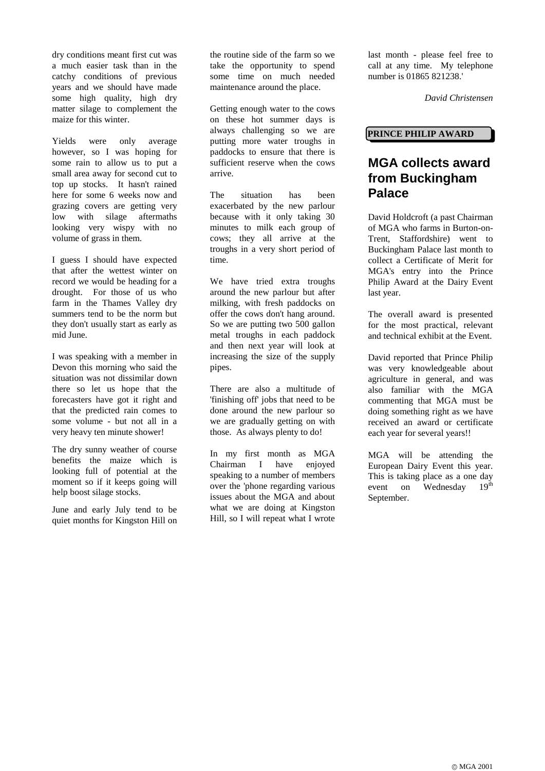dry conditions meant first cut was a much easier task than in the catchy conditions of previous years and we should have made some high quality, high dry matter silage to complement the maize for this winter.

Yields were only average however, so I was hoping for some rain to allow us to put a small area away for second cut to top up stocks. It hasn't rained here for some 6 weeks now and grazing covers are getting very low with silage aftermaths looking very wispy with no volume of grass in them.

I guess I should have expected that after the wettest winter on record we would be heading for a drought. For those of us who farm in the Thames Valley dry summers tend to be the norm but they don't usually start as early as mid June.

I was speaking with a member in Devon this morning who said the situation was not dissimilar down there so let us hope that the forecasters have got it right and that the predicted rain comes to some volume - but not all in a very heavy ten minute shower!

The dry sunny weather of course benefits the maize which is looking full of potential at the moment so if it keeps going will help boost silage stocks.

June and early July tend to be quiet months for Kingston Hill on the routine side of the farm so we take the opportunity to spend some time on much needed maintenance around the place.

Getting enough water to the cows on these hot summer days is always challenging so we are putting more water troughs in paddocks to ensure that there is sufficient reserve when the cows arrive.

The situation has been exacerbated by the new parlour because with it only taking 30 minutes to milk each group of cows; they all arrive at the troughs in a very short period of time.

We have tried extra troughs around the new parlour but after milking, with fresh paddocks on offer the cows don't hang around. So we are putting two 500 gallon metal troughs in each paddock and then next year will look at increasing the size of the supply pipes.

There are also a multitude of 'finishing off' jobs that need to be done around the new parlour so we are gradually getting on with those. As always plenty to do!

In my first month as MGA Chairman I have enjoyed speaking to a number of members over the 'phone regarding various issues about the MGA and about what we are doing at Kingston Hill, so I will repeat what I wrote last month - please feel free to call at any time. My telephone number is 01865 821238.'

*David Christensen*

**PRINCE PHILIP AWARD**

## MGA collects award from Buckingham Palace

David Holdcroft (a past Chairman of MGA who farms in Burton-on-Trent, Staffordshire) went to Buckingham Palace last month to collect a Certificate of Merit for MGA's entry into the Prince Philip Award at the Dairy Event last year.

The overall award is presented for the most practical, relevant and technical exhibit at the Event.

David reported that Prince Philip was very knowledgeable about agriculture in general, and was also familiar with the MGA commenting that MGA must be doing something right as we have received an award or certificate each year for several years!!

MGA will be attending the European Dairy Event this year. This is taking place as a one day event on Wednesday 19th September.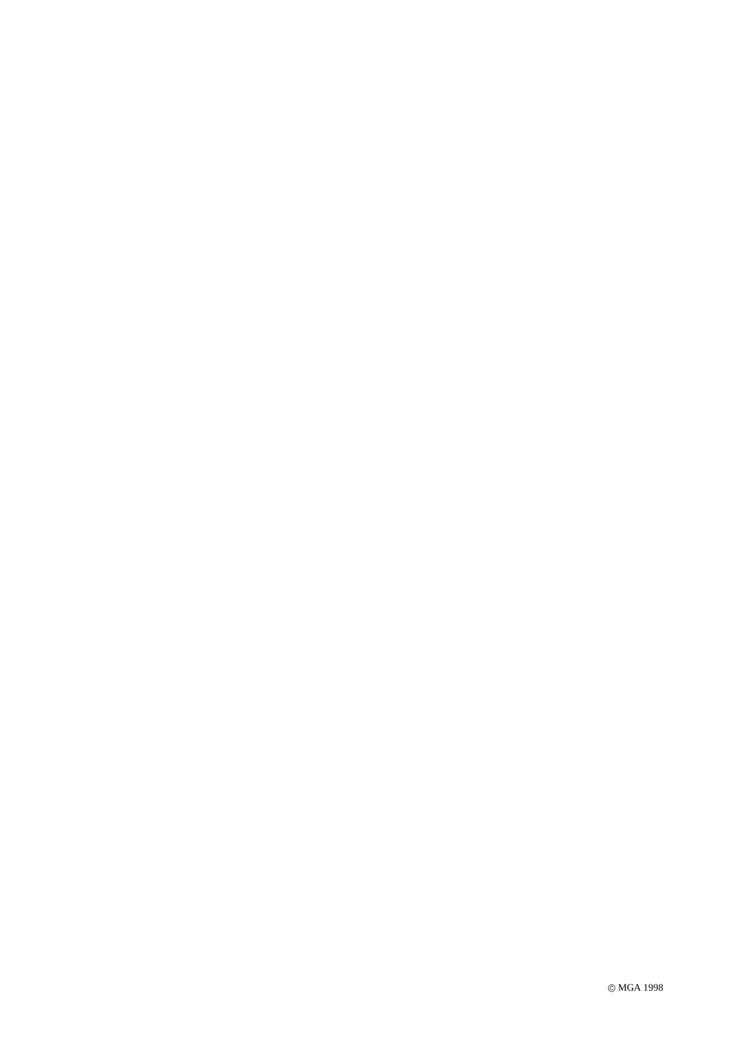© MGA 1998